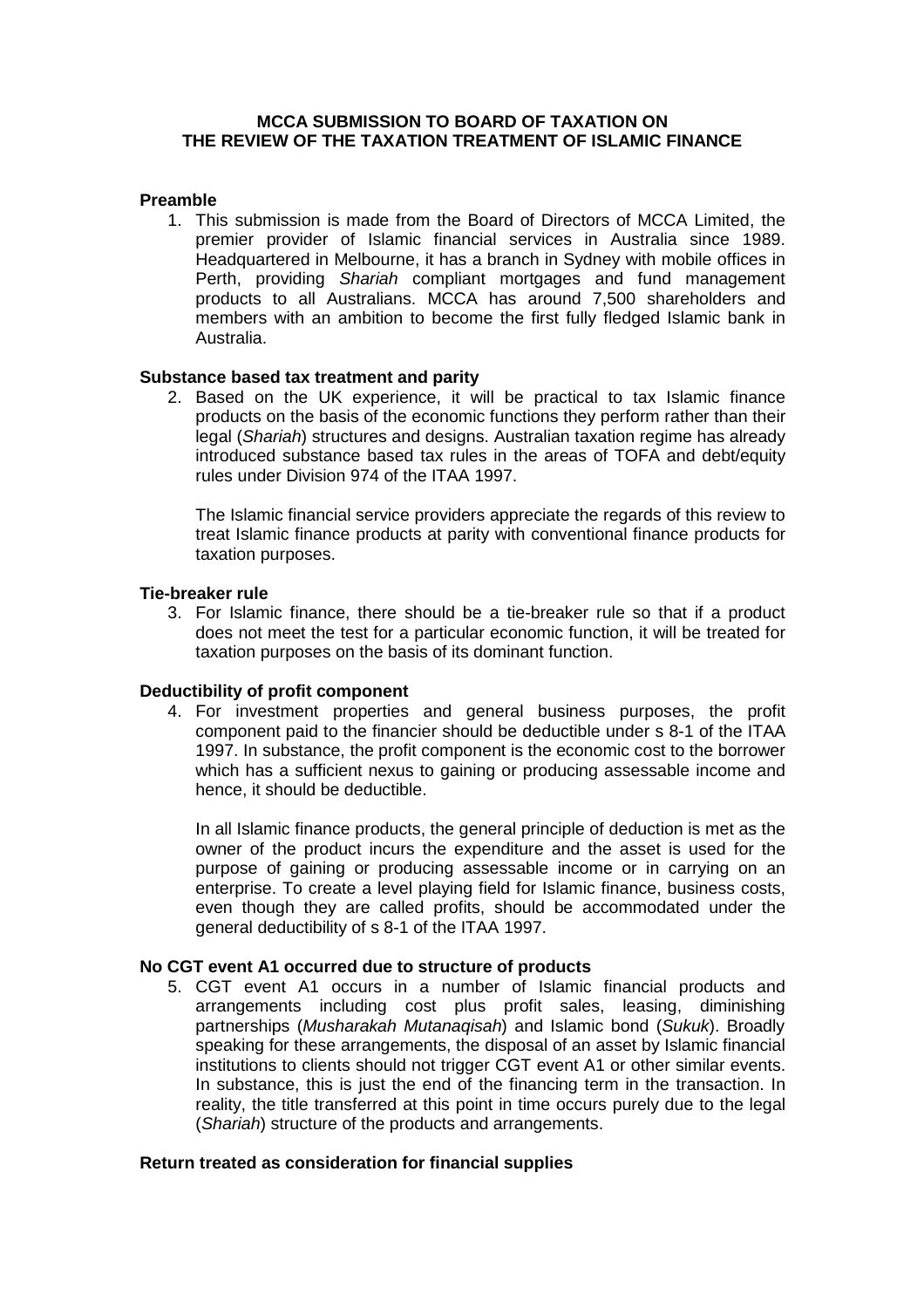**MCCA SUBMISSION TO BOARD OF TAXATION ON THE REVIEW OF THE TAXATION TREATMENT OF ISLAMIC FINANCE**

**Preamble**

1. This submission is made from the Board of Directors of MCCA Limited, the premier provider of Islamic financial services in Australia since 1989. Headquartered in Melbourne, it has a branch in Sydney with mobile offices in Perth, providing *Shariah* compliant mortgages and fund management products to all Australians. MCCA has around 7,500 shareholders and members with an ambition to become the first fully fledged Islamic bank in Australia.

**Substance based tax treatment and parity**

2. Based on the UK experience, it will be practical to tax Islamic finance products on the basis of the economic functions they perform rather than their legal (*Shariah*) structures and designs. Australian taxation regime has already introduced substance based tax rules in the areas of TOFA and debt/equity rules under Division 974 of the ITAA 1997.

   The Islamic financial service providers appreciate the regards of this review to treat Islamic finance products at parity with conventional finance products for taxation purposes.

**Tie-breaker rule**

3. For Islamic finance, there should be a tie-breaker rule so that if a product does not meet the test for a particular economic function, it will be treated for taxation purposes on the basis of its dominant function.

**Deductibility of profit component**

4. For investment properties and general business purposes, the profit component paid to the financier should be deductible under s 8-1 of the ITAA 1997. In substance, the profit component is the economic cost to the borrower which has a sufficient nexus to gaining or producing assessable income and hence, it should be deductible.

   In all Islamic finance products, the general principle of deduction is met as the owner of the product incurs the expenditure and the asset is used for the purpose of gaining or producing assessable income or in carrying on an enterprise. To create a level playing field for Islamic finance, business costs, even though they are called profits, should be accommodated under the general deductibility of s 8-1 of the ITAA 1997.

**No CGT event A1 occurred due to structure of products**

5. CGT event A1 occurs in a number of Islamic financial products and arrangements including cost plus profit sales, leasing, diminishing partnerships (*Musharakah Mutanaqisah*) and Islamic bond (*Sukuk*). Broadly speaking for these arrangements, the disposal of an asset by Islamic financial institutions to clients should not trigger CGT event A1 or other similar events. In substance, this is just the end of the financing term in the transaction. In reality, the title transferred at this point in time occurs purely due to the legal (*Shariah*) structure of the products and arrangements.

**Return treated as consideration for financial supplies**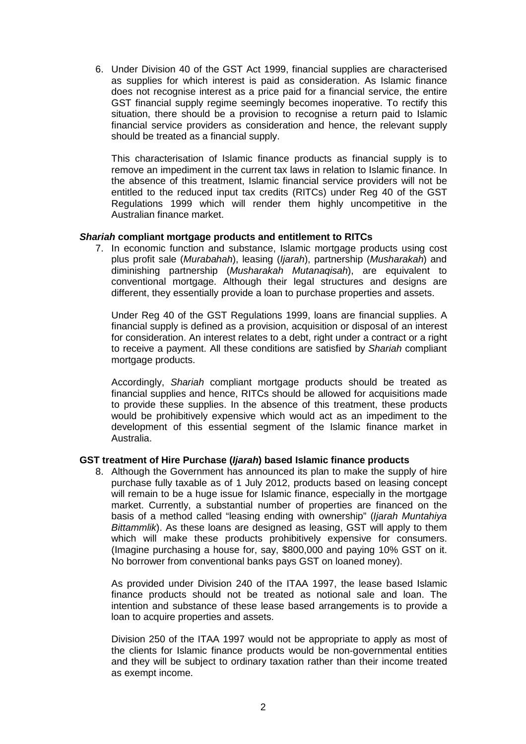6. Under Division 40 of the GST Act 1999, financial supplies are characterised as supplies for which interest is paid as consideration. As Islamic finance does not recognise interest as a price paid for a financial service, the entire GST financial supply regime seemingly becomes inoperative. To rectify this situation, there should be a provision to recognise a return paid to Islamic financial service providers as consideration and hence, the relevant supply should be treated as a financial supply.

   This characterisation of Islamic finance products as financial supply is to remove an impediment in the current tax laws in relation to Islamic finance. In the absence of this treatment, Islamic financial service providers will not be entitled to the reduced input tax credits (RITCs) under Reg 40 of the GST Regulations 1999 which will render them highly uncompetitive in the Australian finance market.

**_Shariah_ compliant mortgage products and entitlement to RITCs**

7. In economic function and substance, Islamic mortgage products using cost plus profit sale (*Murabahah*), leasing (*Ijarah*), partnership (*Musharakah*) and diminishing partnership (*Musharakah Mutanaqisah*), are equivalent to conventional mortgage. Although their legal structures and designs are different, they essentially provide a loan to purchase properties and assets.

   Under Reg 40 of the GST Regulations 1999, loans are financial supplies. A financial supply is defined as a provision, acquisition or disposal of an interest for consideration. An interest relates to a debt, right under a contract or a right to receive a payment. All these conditions are satisfied by *Shariah* compliant mortgage products.

   Accordingly, *Shariah* compliant mortgage products should be treated as financial supplies and hence, RITCs should be allowed for acquisitions made to provide these supplies. In the absence of this treatment, these products would be prohibitively expensive which would act as an impediment to the development of this essential segment of the Islamic finance market in Australia.

**GST treatment of Hire Purchase (_Ijarah_) based Islamic finance products**

8. Although the Government has announced its plan to make the supply of hire purchase fully taxable as of 1 July 2012, products based on leasing concept will remain to be a huge issue for Islamic finance, especially in the mortgage market. Currently, a substantial number of properties are financed on the basis of a method called "leasing ending with ownership" (*Ijarah Muntahiya Bittammlik*). As these loans are designed as leasing, GST will apply to them which will make these products prohibitively expensive for consumers. (Imagine purchasing a house for, say, $800,000 and paying 10% GST on it. No borrower from conventional banks pays GST on loaned money).

   As provided under Division 240 of the ITAA 1997, the lease based Islamic finance products should not be treated as notional sale and loan. The intention and substance of these lease based arrangements is to provide a loan to acquire properties and assets.

   Division 250 of the ITAA 1997 would not be appropriate to apply as most of the clients for Islamic finance products would be non-governmental entities and they will be subject to ordinary taxation rather than their income treated as exempt income.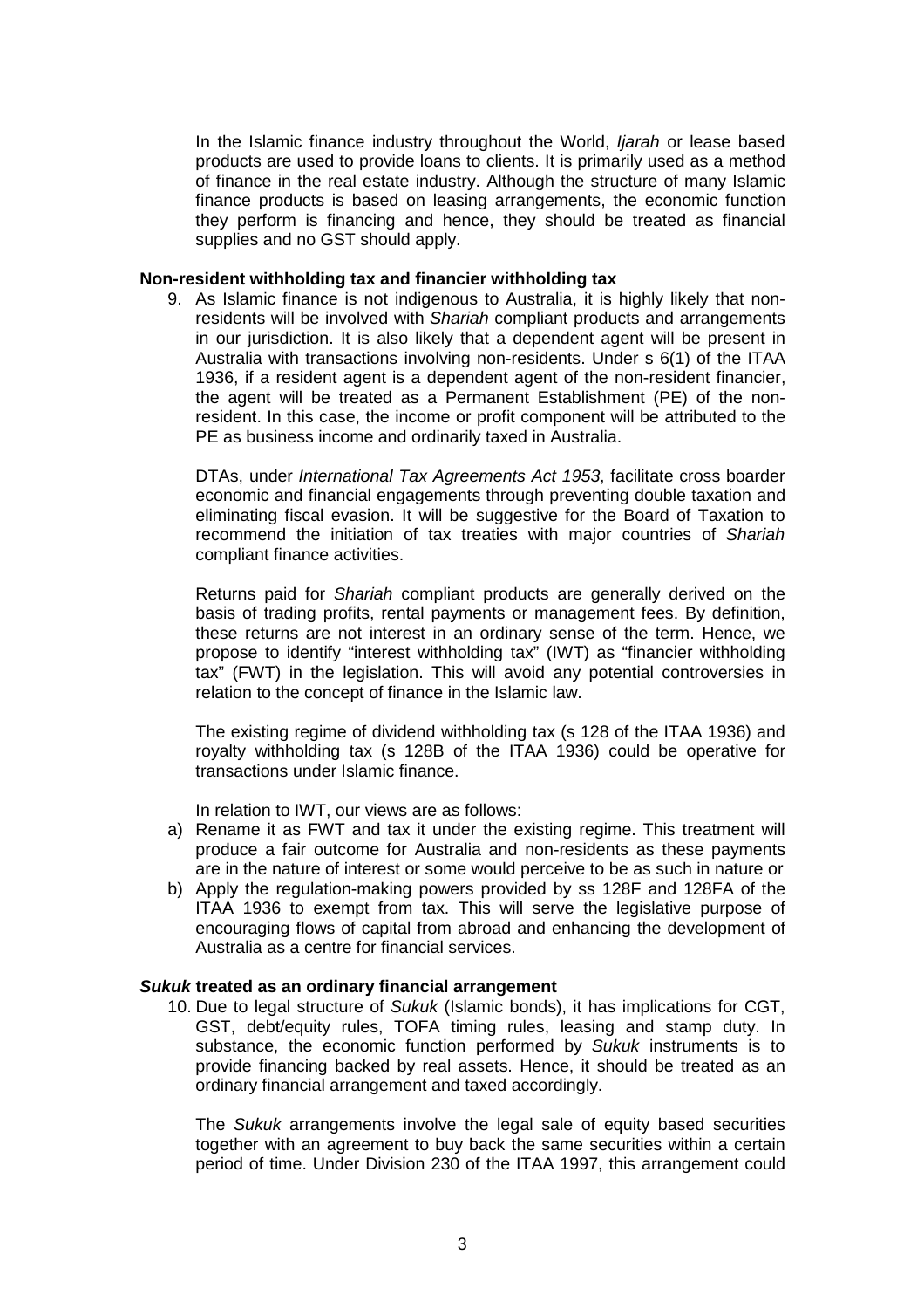In the Islamic finance industry throughout the World, *Ijarah* or lease based products are used to provide loans to clients. It is primarily used as a method of finance in the real estate industry. Although the structure of many Islamic finance products is based on leasing arrangements, the economic function they perform is financing and hence, they should be treated as financial supplies and no GST should apply.

**Non-resident withholding tax and financier withholding tax**

9. As Islamic finance is not indigenous to Australia, it is highly likely that non-residents will be involved with *Shariah* compliant products and arrangements in our jurisdiction. It is also likely that a dependent agent will be present in Australia with transactions involving non-residents. Under s 6(1) of the ITAA 1936, if a resident agent is a dependent agent of the non-resident financier, the agent will be treated as a Permanent Establishment (PE) of the non-resident. In this case, the income or profit component will be attributed to the PE as business income and ordinarily taxed in Australia.

   DTAs, under *International Tax Agreements Act 1953*, facilitate cross boarder economic and financial engagements through preventing double taxation and eliminating fiscal evasion. It will be suggestive for the Board of Taxation to recommend the initiation of tax treaties with major countries of *Shariah* compliant finance activities.

   Returns paid for *Shariah* compliant products are generally derived on the basis of trading profits, rental payments or management fees. By definition, these returns are not interest in an ordinary sense of the term. Hence, we propose to identify "interest withholding tax" (IWT) as "financier withholding tax" (FWT) in the legislation. This will avoid any potential controversies in relation to the concept of finance in the Islamic law.

   The existing regime of dividend withholding tax (s 128 of the ITAA 1936) and royalty withholding tax (s 128B of the ITAA 1936) could be operative for transactions under Islamic finance.

   In relation to IWT, our views are as follows:

   a) Rename it as FWT and tax it under the existing regime. This treatment will produce a fair outcome for Australia and non-residents as these payments are in the nature of interest or some would perceive to be as such in nature or
   b) Apply the regulation-making powers provided by ss 128F and 128FA of the ITAA 1936 to exempt from tax. This will serve the legislative purpose of encouraging flows of capital from abroad and enhancing the development of Australia as a centre for financial services.

***Sukuk* treated as an ordinary financial arrangement**

10. Due to legal structure of *Sukuk* (Islamic bonds), it has implications for CGT, GST, debt/equity rules, TOFA timing rules, leasing and stamp duty. In substance, the economic function performed by *Sukuk* instruments is to provide financing backed by real assets. Hence, it should be treated as an ordinary financial arrangement and taxed accordingly.

    The *Sukuk* arrangements involve the legal sale of equity based securities together with an agreement to buy back the same securities within a certain period of time. Under Division 230 of the ITAA 1997, this arrangement could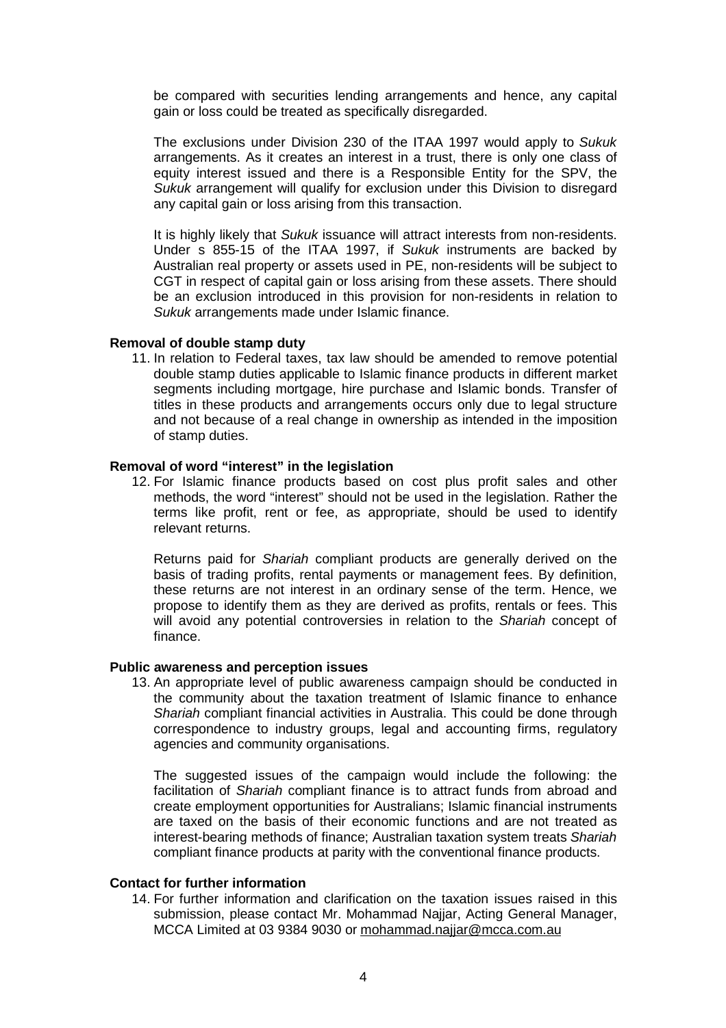be compared with securities lending arrangements and hence, any capital gain or loss could be treated as specifically disregarded.

The exclusions under Division 230 of the ITAA 1997 would apply to *Sukuk* arrangements. As it creates an interest in a trust, there is only one class of equity interest issued and there is a Responsible Entity for the SPV, the *Sukuk* arrangement will qualify for exclusion under this Division to disregard any capital gain or loss arising from this transaction.

It is highly likely that *Sukuk* issuance will attract interests from non-residents. Under s 855-15 of the ITAA 1997, if *Sukuk* instruments are backed by Australian real property or assets used in PE, non-residents will be subject to CGT in respect of capital gain or loss arising from these assets. There should be an exclusion introduced in this provision for non-residents in relation to *Sukuk* arrangements made under Islamic finance.

**Removal of double stamp duty**

11. In relation to Federal taxes, tax law should be amended to remove potential double stamp duties applicable to Islamic finance products in different market segments including mortgage, hire purchase and Islamic bonds. Transfer of titles in these products and arrangements occurs only due to legal structure and not because of a real change in ownership as intended in the imposition of stamp duties.

**Removal of word "interest" in the legislation**

12. For Islamic finance products based on cost plus profit sales and other methods, the word "interest" should not be used in the legislation. Rather the terms like profit, rent or fee, as appropriate, should be used to identify relevant returns.

    Returns paid for *Shariah* compliant products are generally derived on the basis of trading profits, rental payments or management fees. By definition, these returns are not interest in an ordinary sense of the term. Hence, we propose to identify them as they are derived as profits, rentals or fees. This will avoid any potential controversies in relation to the *Shariah* concept of finance.

**Public awareness and perception issues**

13. An appropriate level of public awareness campaign should be conducted in the community about the taxation treatment of Islamic finance to enhance *Shariah* compliant financial activities in Australia. This could be done through correspondence to industry groups, legal and accounting firms, regulatory agencies and community organisations.

    The suggested issues of the campaign would include the following: the facilitation of *Shariah* compliant finance is to attract funds from abroad and create employment opportunities for Australians; Islamic financial instruments are taxed on the basis of their economic functions and are not treated as interest-bearing methods of finance; Australian taxation system treats *Shariah* compliant finance products at parity with the conventional finance products.

**Contact for further information**

14. For further information and clarification on the taxation issues raised in this submission, please contact Mr. Mohammad Najjar, Acting General Manager, MCCA Limited at 03 9384 9030 or mohammad.najjar@mcca.com.au